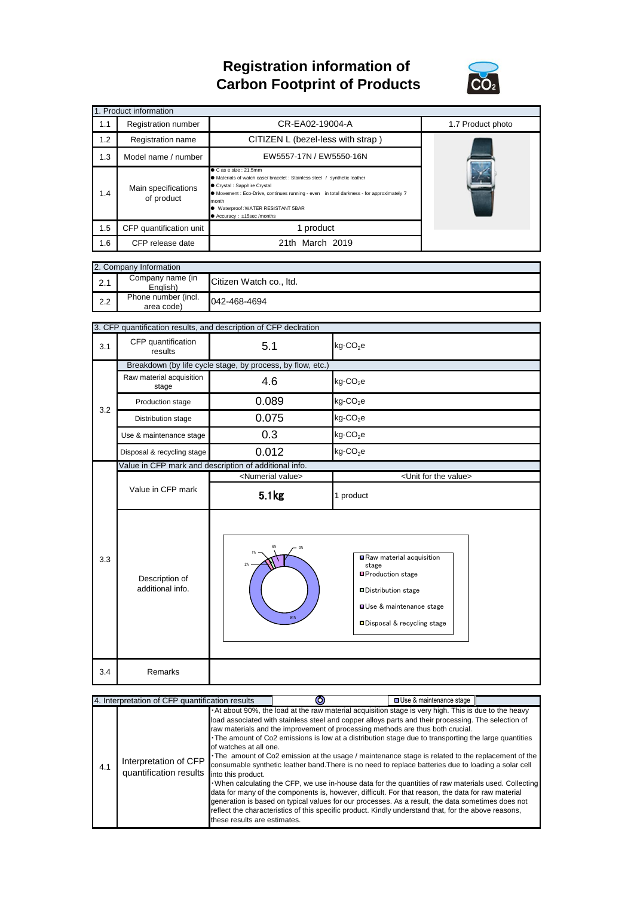# Registration information of Carbon Footprint of Products

| 1. Product information | | | |
|---|---|---|---|
| 1.1 | Registration number | CR-EA02-19004-A | 1.7 Product photo |
| 1.2 | Registration name | CITIZEN L (bezel-less with strap ) | |
| 1.3 | Model name / number | EW5557-17N / EW5550-16N | |
| 1.4 | Main specifications of product | ● Case size : 21.5mm<br>● Materials of watch case/ bracelet : Stainless steel / synthetic leather<br>● Crystal : Sapphire Crystal<br>● Movement : Eco-Drive, continues running - even in total darkness - for approximately 7 month<br>● Waterproof :WATER RESISTANT 5BAR<br>● Accuracy : ±15sec /months | |
| 1.5 | CFP quantification unit | 1 product | |
| 1.6 | CFP release date | 21th March 2019 | |

| 2. Company Information | | |
|---|---|---|
| 2.1 | Company name (in English) | Citizen Watch co., ltd. |
| 2.2 | Phone number (incl. area code) | 042-468-4694 |

| 3. CFP quantification results, and description of CFP declration | | | |
|---|---|---|---|
| 3.1 | CFP quantification results | 5.1 | kg-$CO_2$e |
| 3.2 | Breakdown (by life cycle stage, by process, by flow, etc.) | | |
| | Raw material acquisition stage | 4.6 | kg-$CO_2$e |
| | Production stage | 0.089 | kg-$CO_2$e |
| | Distribution stage | 0.075 | kg-$CO_2$e |
| | Use & maintenance stage | 0.3 | kg-$CO_2$e |
| | Disposal & recycling stage | 0.012 | kg-$CO_2$e |
| 3.3 | Value in CFP mark and description of additional info. | | |
| | Value in CFP mark | <Numerial value><br>**5.1kg** | <Unit for the value><br>1 product |
| | Description of additional info. | Chart: Raw material acquisition stage 91%, Production stage 2%, Distribution stage 1%, Use & maintenance stage 6%, Disposal & recycling stage 0% | |
| 3.4 | Remarks | | |

| 4. Interpretation of CFP quantification results | | |
|---|---|---|
| 4.1 | Interpretation of CFP quantification results | ・At about 90%, the load at the raw material acquisition stage is very high. This is due to the heavy load associated with stainless steel and copper alloys parts and their processing. The selection of raw materials and the improvement of processing methods are thus both crucial.<br>・The amount of Co2 emissions is low at a distribution stage due to transporting the large quantities of watches at all one.<br>・The amount of Co2 emission at the usage / maintenance stage is related to the replacement of the consumable synthetic leather band.There is no need to replace batteries due to loading a solar cell into this product.<br>・When calculating the CFP, we use in-house data for the quantities of raw materials used. Collecting data for many of the components is, however, difficult. For that reason, the data for raw material generation is based on typical values for our processes. As a result, the data sometimes does not reflect the characteristics of this specific product. Kindly understand that, for the above reasons, these results are estimates. |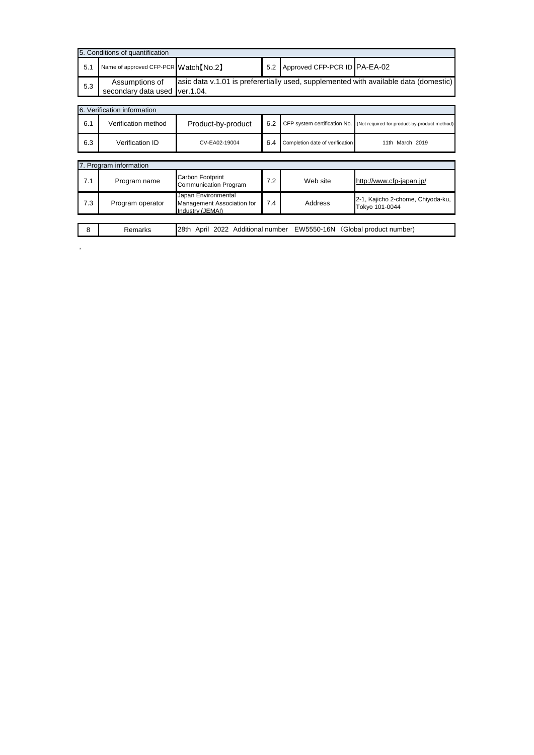| 5. Conditions of quantification | | | | |
|---|---|---|---|---|
| 5.1 | Name of approved CFP-PCR | Watch【No.2】 | 5.2 | Approved CFP-PCR ID | PA-EA-02 |
| 5.3 | Assumptions of secondary data used | asic data v.1.01 is preferertially used, supplemented with available data (domestic) ver.1.04. | | | |

| 6. Verification information | | | | | |
|---|---|---|---|---|---|
| 6.1 | Verification method | Product-by-product | 6.2 | CFP system certification No. | (Not required for product-by-product method) |
| 6.3 | Verification ID | CV-EA02-19004 | 6.4 | Completion date of verification | 11th March 2019 |

| 7. Program information | | | | | |
|---|---|---|---|---|---|
| 7.1 | Program name | Carbon Footprint Communication Program | 7.2 | Web site | http://www.cfp-japan.jp/ |
| 7.3 | Program operator | Japan Environmental Management Association for Industry (JEMAI) | 7.4 | Address | 2-1, Kajicho 2-chome, Chiyoda-ku, Tokyo 101-0044 |

| | | |
|---|---|---|
| 8 | Remarks | 28th April 2022 Additional number EW5550-16N （Global product number) |